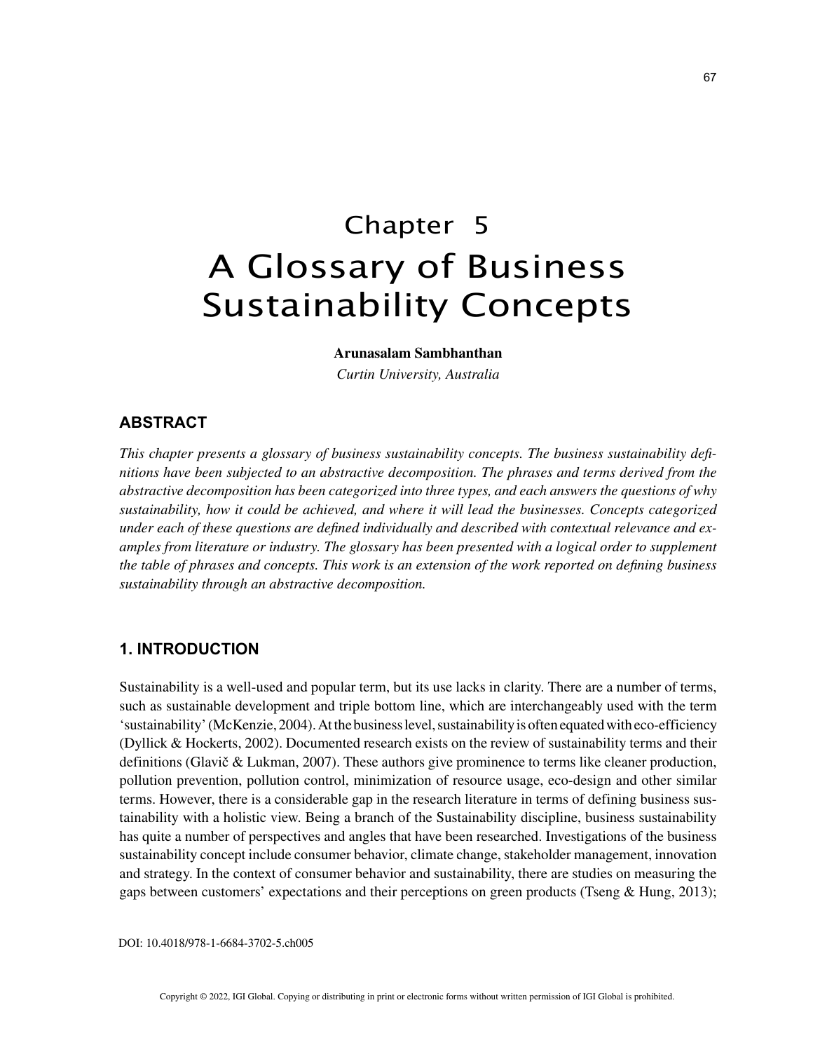# Chapter 5
# A Glossary of Business Sustainability Concepts

**Arunasalam Sambhanthan**

*Curtin University, Australia*

## ABSTRACT

*This chapter presents a glossary of business sustainability concepts. The business sustainability definitions have been subjected to an abstractive decomposition. The phrases and terms derived from the abstractive decomposition has been categorized into three types, and each answers the questions of why sustainability, how it could be achieved, and where it will lead the businesses. Concepts categorized under each of these questions are defined individually and described with contextual relevance and examples from literature or industry. The glossary has been presented with a logical order to supplement the table of phrases and concepts. This work is an extension of the work reported on defining business sustainability through an abstractive decomposition.*

## 1. INTRODUCTION

Sustainability is a well-used and popular term, but its use lacks in clarity. There are a number of terms, such as sustainable development and triple bottom line, which are interchangeably used with the term 'sustainability' (McKenzie, 2004). At the business level, sustainability is often equated with eco-efficiency (Dyllick & Hockerts, 2002). Documented research exists on the review of sustainability terms and their definitions (Glavič & Lukman, 2007). These authors give prominence to terms like cleaner production, pollution prevention, pollution control, minimization of resource usage, eco-design and other similar terms. However, there is a considerable gap in the research literature in terms of defining business sustainability with a holistic view. Being a branch of the Sustainability discipline, business sustainability has quite a number of perspectives and angles that have been researched. Investigations of the business sustainability concept include consumer behavior, climate change, stakeholder management, innovation and strategy. In the context of consumer behavior and sustainability, there are studies on measuring the gaps between customers' expectations and their perceptions on green products (Tseng & Hung, 2013);

DOI: 10.4018/978-1-6684-3702-5.ch005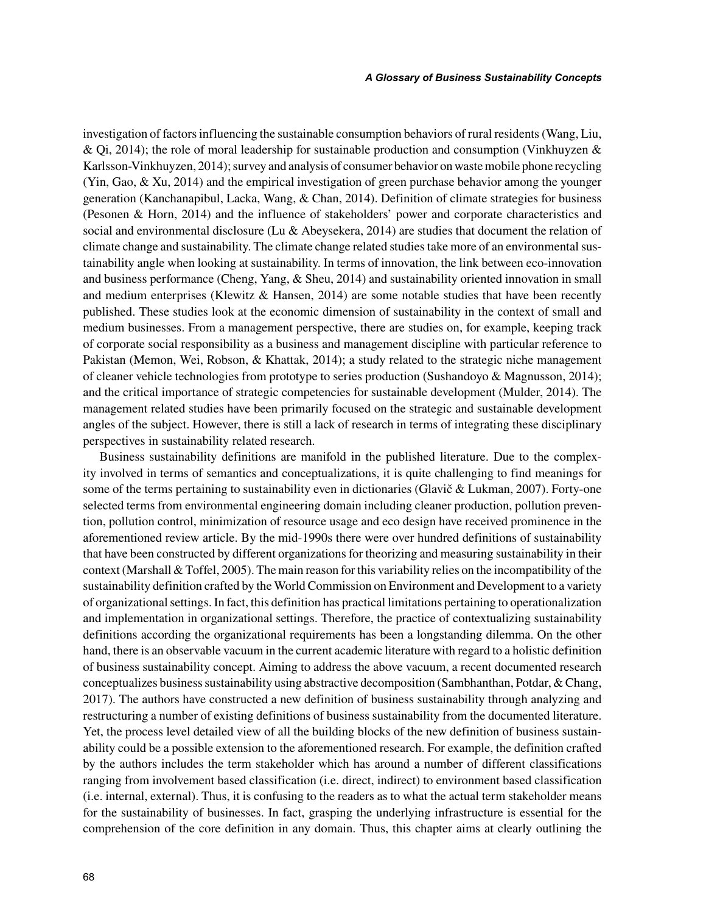investigation of factors influencing the sustainable consumption behaviors of rural residents (Wang, Liu, & Qi, 2014); the role of moral leadership for sustainable production and consumption (Vinkhuyzen & Karlsson-Vinkhuyzen, 2014); survey and analysis of consumer behavior on waste mobile phone recycling (Yin, Gao, & Xu, 2014) and the empirical investigation of green purchase behavior among the younger generation (Kanchanapibul, Lacka, Wang, & Chan, 2014). Definition of climate strategies for business (Pesonen & Horn, 2014) and the influence of stakeholders' power and corporate characteristics and social and environmental disclosure (Lu & Abeysekera, 2014) are studies that document the relation of climate change and sustainability. The climate change related studies take more of an environmental sustainability angle when looking at sustainability. In terms of innovation, the link between eco-innovation and business performance (Cheng, Yang, & Sheu, 2014) and sustainability oriented innovation in small and medium enterprises (Klewitz & Hansen, 2014) are some notable studies that have been recently published. These studies look at the economic dimension of sustainability in the context of small and medium businesses. From a management perspective, there are studies on, for example, keeping track of corporate social responsibility as a business and management discipline with particular reference to Pakistan (Memon, Wei, Robson, & Khattak, 2014); a study related to the strategic niche management of cleaner vehicle technologies from prototype to series production (Sushandoyo & Magnusson, 2014); and the critical importance of strategic competencies for sustainable development (Mulder, 2014). The management related studies have been primarily focused on the strategic and sustainable development angles of the subject. However, there is still a lack of research in terms of integrating these disciplinary perspectives in sustainability related research.

Business sustainability definitions are manifold in the published literature. Due to the complexity involved in terms of semantics and conceptualizations, it is quite challenging to find meanings for some of the terms pertaining to sustainability even in dictionaries (Glavič & Lukman, 2007). Forty-one selected terms from environmental engineering domain including cleaner production, pollution prevention, pollution control, minimization of resource usage and eco design have received prominence in the aforementioned review article. By the mid-1990s there were over hundred definitions of sustainability that have been constructed by different organizations for theorizing and measuring sustainability in their context (Marshall & Toffel, 2005). The main reason for this variability relies on the incompatibility of the sustainability definition crafted by the World Commission on Environment and Development to a variety of organizational settings. In fact, this definition has practical limitations pertaining to operationalization and implementation in organizational settings. Therefore, the practice of contextualizing sustainability definitions according the organizational requirements has been a longstanding dilemma. On the other hand, there is an observable vacuum in the current academic literature with regard to a holistic definition of business sustainability concept. Aiming to address the above vacuum, a recent documented research conceptualizes business sustainability using abstractive decomposition (Sambhanthan, Potdar, & Chang, 2017). The authors have constructed a new definition of business sustainability through analyzing and restructuring a number of existing definitions of business sustainability from the documented literature. Yet, the process level detailed view of all the building blocks of the new definition of business sustainability could be a possible extension to the aforementioned research. For example, the definition crafted by the authors includes the term stakeholder which has around a number of different classifications ranging from involvement based classification (i.e. direct, indirect) to environment based classification (i.e. internal, external). Thus, it is confusing to the readers as to what the actual term stakeholder means for the sustainability of businesses. In fact, grasping the underlying infrastructure is essential for the comprehension of the core definition in any domain. Thus, this chapter aims at clearly outlining the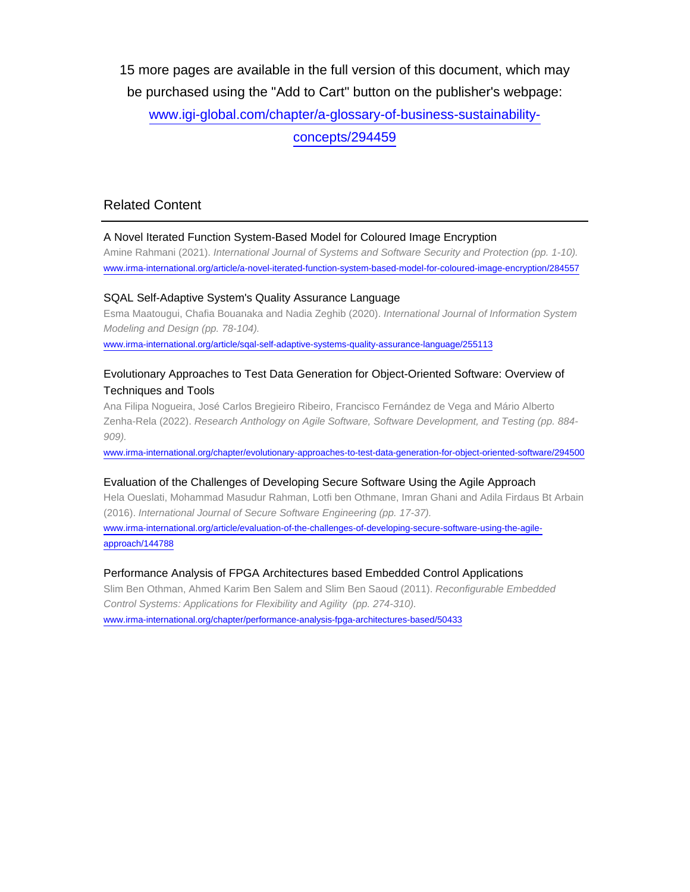15 more pages are available in the full version of this document, which may be purchased using the "Add to Cart" button on the publisher's webpage: www.igi-global.com/chapter/a-glossary-of-business-sustainability-concepts/294459

## Related Content

A Novel Iterated Function System-Based Model for Coloured Image Encryption
Amine Rahmani (2021). *International Journal of Systems and Software Security and Protection (pp. 1-10).*
www.irma-international.org/article/a-novel-iterated-function-system-based-model-for-coloured-image-encryption/284557

SQAL Self-Adaptive System's Quality Assurance Language
Esma Maatougui, Chafia Bouanaka and Nadia Zeghib (2020). *International Journal of Information System Modeling and Design (pp. 78-104).*
www.irma-international.org/article/sqal-self-adaptive-systems-quality-assurance-language/255113

Evolutionary Approaches to Test Data Generation for Object-Oriented Software: Overview of Techniques and Tools
Ana Filipa Nogueira, José Carlos Bregieiro Ribeiro, Francisco Fernández de Vega and Mário Alberto Zenha-Rela (2022). *Research Anthology on Agile Software, Software Development, and Testing (pp. 884-909).*
www.irma-international.org/chapter/evolutionary-approaches-to-test-data-generation-for-object-oriented-software/294500

Evaluation of the Challenges of Developing Secure Software Using the Agile Approach
Hela Oueslati, Mohammad Masudur Rahman, Lotfi ben Othmane, Imran Ghani and Adila Firdaus Bt Arbain (2016). *International Journal of Secure Software Engineering (pp. 17-37).*
www.irma-international.org/article/evaluation-of-the-challenges-of-developing-secure-software-using-the-agile-approach/144788

Performance Analysis of FPGA Architectures based Embedded Control Applications
Slim Ben Othman, Ahmed Karim Ben Salem and Slim Ben Saoud (2011). *Reconfigurable Embedded Control Systems: Applications for Flexibility and Agility (pp. 274-310).*
www.irma-international.org/chapter/performance-analysis-fpga-architectures-based/50433